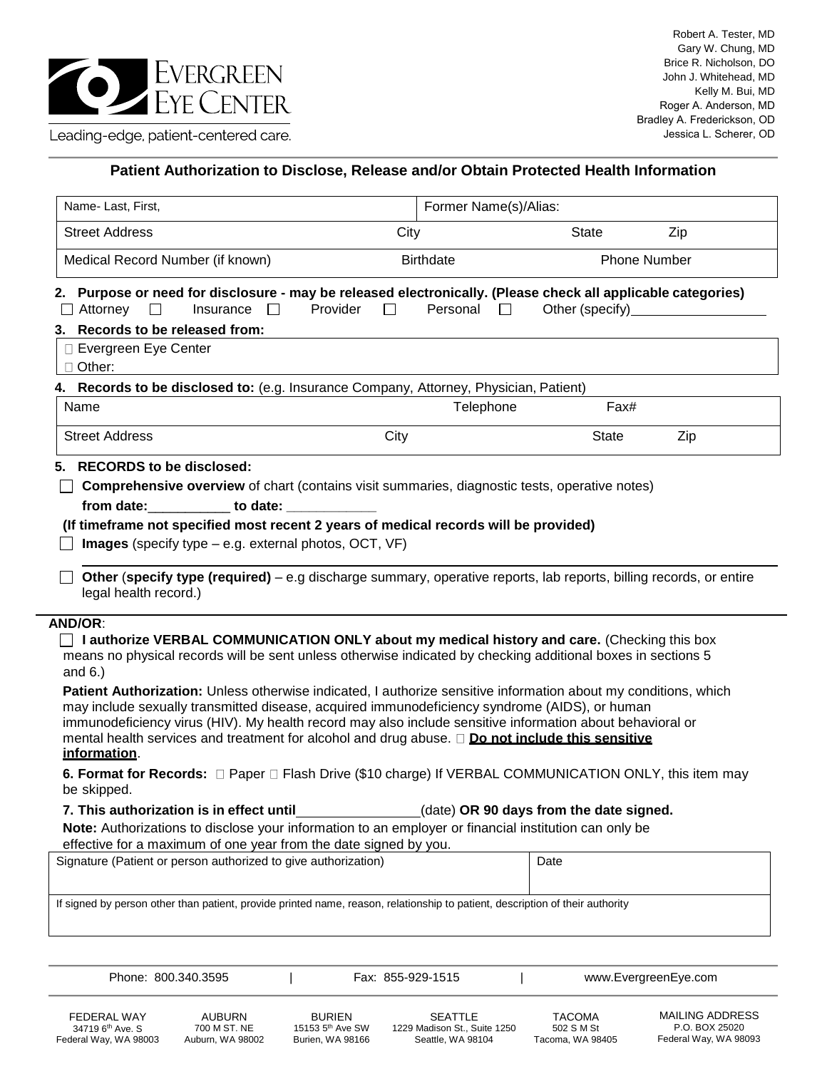Evergreen Eye Center

Leading-edge, patient-centered care.

Robert A. Tester, MD
Gary W. Chung, MD
Brice R. Nicholson, DO
John J. Whitehead, MD
Kelly M. Bui, MD
Roger A. Anderson, MD
Bradley A. Frederickson, OD
Jessica L. Scherer, OD

## Patient Authorization to Disclose, Release and/or Obtain Protected Health Information

| Name- Last, First, | | Former Name(s)/Alias: | |
|---|---|---|---|
| Street Address | City | State | Zip |
| Medical Record Number (if known) | Birthdate | Phone Number | |

**2. Purpose or need for disclosure - may be released electronically. (Please check all applicable categories)**

☐ Attorney ☐ Insurance ☐ Provider ☐ Personal ☐ Other (specify)\_\_\_\_\_\_\_\_\_\_\_\_\_\_\_\_

**3. Records to be released from:**

☐ Evergreen Eye Center
☐ Other:

**4. Records to be disclosed to:** (e.g. Insurance Company, Attorney, Physician, Patient)

| Name | | Telephone | Fax# |
|---|---|---|---|
| Street Address | City | State | Zip |

**5. RECORDS to be disclosed:**

☐ **Comprehensive overview** of chart (contains visit summaries, diagnostic tests, operative notes)

**from date:**\_\_\_\_\_\_\_\_\_\_\_ **to date:** \_\_\_\_\_\_\_\_\_\_\_\_

**(If timeframe not specified most recent 2 years of medical records will be provided)**

☐ **Images** (specify type – e.g. external photos, OCT, VF)

\_\_\_\_\_\_\_\_\_\_\_\_\_\_\_\_\_\_\_\_\_\_\_\_\_\_\_\_\_\_\_\_\_\_\_\_\_\_\_\_\_\_\_\_\_\_\_\_\_\_\_\_\_\_\_\_\_\_\_\_

☐ **Other** (**specify type (required)** – e.g discharge summary, operative reports, lab reports, billing records, or entire legal health record.)

**AND/OR**:

☐ **I authorize VERBAL COMMUNICATION ONLY about my medical history and care.** (Checking this box means no physical records will be sent unless otherwise indicated by checking additional boxes in sections 5 and 6.)

**Patient Authorization:** Unless otherwise indicated, I authorize sensitive information about my conditions, which may include sexually transmitted disease, acquired immunodeficiency syndrome (AIDS), or human immunodeficiency virus (HIV). My health record may also include sensitive information about behavioral or mental health services and treatment for alcohol and drug abuse. ☐ **Do not include this sensitive information**.

**6. Format for Records:** ☐ Paper ☐ Flash Drive ($10 charge) If VERBAL COMMUNICATION ONLY, this item may be skipped.

**7. This authorization is in effect until**\_\_\_\_\_\_\_\_\_\_\_\_\_\_\_\_(date) **OR 90 days from the date signed.**

**Note:** Authorizations to disclose your information to an employer or financial institution can only be effective for a maximum of one year from the date signed by you.

| Signature (Patient or person authorized to give authorization) | Date |
|---|---|
| If signed by person other than patient, provide printed name, reason, relationship to patient, description of their authority | |

Phone: 800.340.3595 | Fax: 855-929-1515 | www.EvergreenEye.com

| FEDERAL WAY | AUBURN | BURIEN | SEATTLE | TACOMA | MAILING ADDRESS |
|---|---|---|---|---|---|
| 34719 6th Ave. S | 700 M ST. NE | 15153 5th Ave SW | 1229 Madison St., Suite 1250 | 502 S M St | P.O. BOX 25020 |
| Federal Way, WA 98003 | Auburn, WA 98002 | Burien, WA 98166 | Seattle, WA 98104 | Tacoma, WA 98405 | Federal Way, WA 98093 |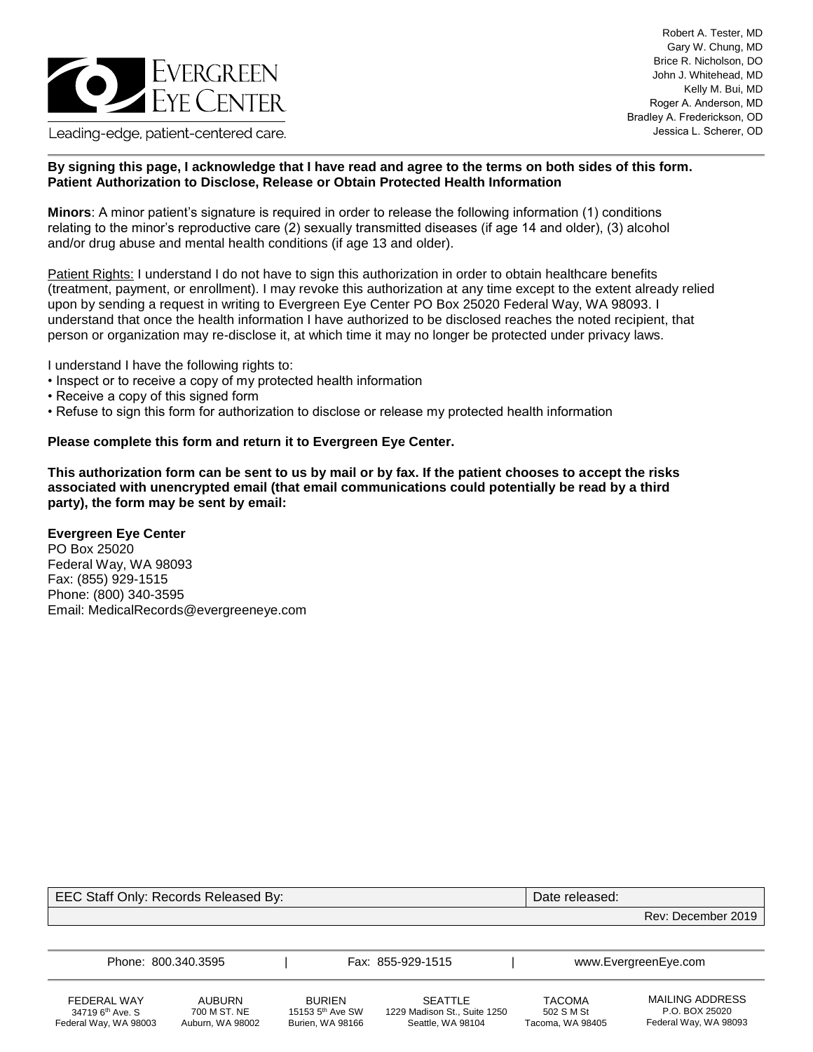Robert A. Tester, MD
Gary W. Chung, MD
Brice R. Nicholson, DO
John J. Whitehead, MD
Kelly M. Bui, MD
Roger A. Anderson, MD
Bradley A. Frederickson, OD
Jessica L. Scherer, OD

**By signing this page, I acknowledge that I have read and agree to the terms on both sides of this form.**
**Patient Authorization to Disclose, Release or Obtain Protected Health Information**

**Minors**: A minor patient's signature is required in order to release the following information (1) conditions relating to the minor's reproductive care (2) sexually transmitted diseases (if age 14 and older), (3) alcohol and/or drug abuse and mental health conditions (if age 13 and older).

Patient Rights: I understand I do not have to sign this authorization in order to obtain healthcare benefits (treatment, payment, or enrollment). I may revoke this authorization at any time except to the extent already relied upon by sending a request in writing to Evergreen Eye Center PO Box 25020 Federal Way, WA 98093. I understand that once the health information I have authorized to be disclosed reaches the noted recipient, that person or organization may re-disclose it, at which time it may no longer be protected under privacy laws.

I understand I have the following rights to:

- Inspect or to receive a copy of my protected health information
- Receive a copy of this signed form
- Refuse to sign this form for authorization to disclose or release my protected health information

**Please complete this form and return it to Evergreen Eye Center.**

**This authorization form can be sent to us by mail or by fax. If the patient chooses to accept the risks associated with unencrypted email (that email communications could potentially be read by a third party), the form may be sent by email:**

**Evergreen Eye Center**
PO Box 25020
Federal Way, WA 98093
Fax: (855) 929-1515
Phone: (800) 340-3595
Email: MedicalRecords@evergreeneye.com

| | |
|---|---|
| EEC Staff Only: Records Released By: | Date released: |
| | Rev: December 2019 |